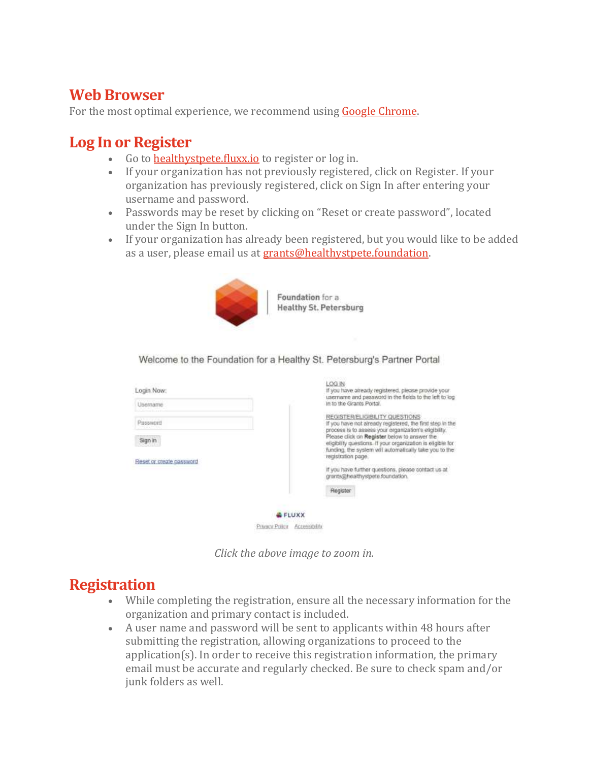## Web Browser

For the most optimal experience, we recommend using Google Chrome.

## Log In or Register

- Go to healthystpete.fluxx.io to register or log in.
- If your organization has not previously registered, click on Register. If your organization has previously registered, click on Sign In after entering your username and password.
- Passwords may be reset by clicking on "Reset or create password", located under the Sign In button.
- If your organization has already been registered, but you would like to be added as a user, please email us at grants@healthystpete.foundation.

Foundation for a Healthy St. Petersburg

Welcome to the Foundation for a Healthy St. Petersburg's Partner Portal

Login Now:

Username

Password

Sign in

Reset or create password

LOG IN
If you have already registered, please provide your username and password in the fields to the left to log in to the Grants Portal.

REGISTER/ELIGIBILITY QUESTIONS
If you have not already registered, the first step in the process is to assess your organization's eligibility. Please click on **Register** below to answer the eligibility questions. If your organization is eligible for funding, the system will automatically take you to the registration page.

If you have further questions, please contact us at grants@healthystpete.foundation.

Register

FLUXX

Privacy Policy Accessibility

*Click the above image to zoom in.*

## Registration

- While completing the registration, ensure all the necessary information for the organization and primary contact is included.
- A user name and password will be sent to applicants within 48 hours after submitting the registration, allowing organizations to proceed to the application(s). In order to receive this registration information, the primary email must be accurate and regularly checked. Be sure to check spam and/or junk folders as well.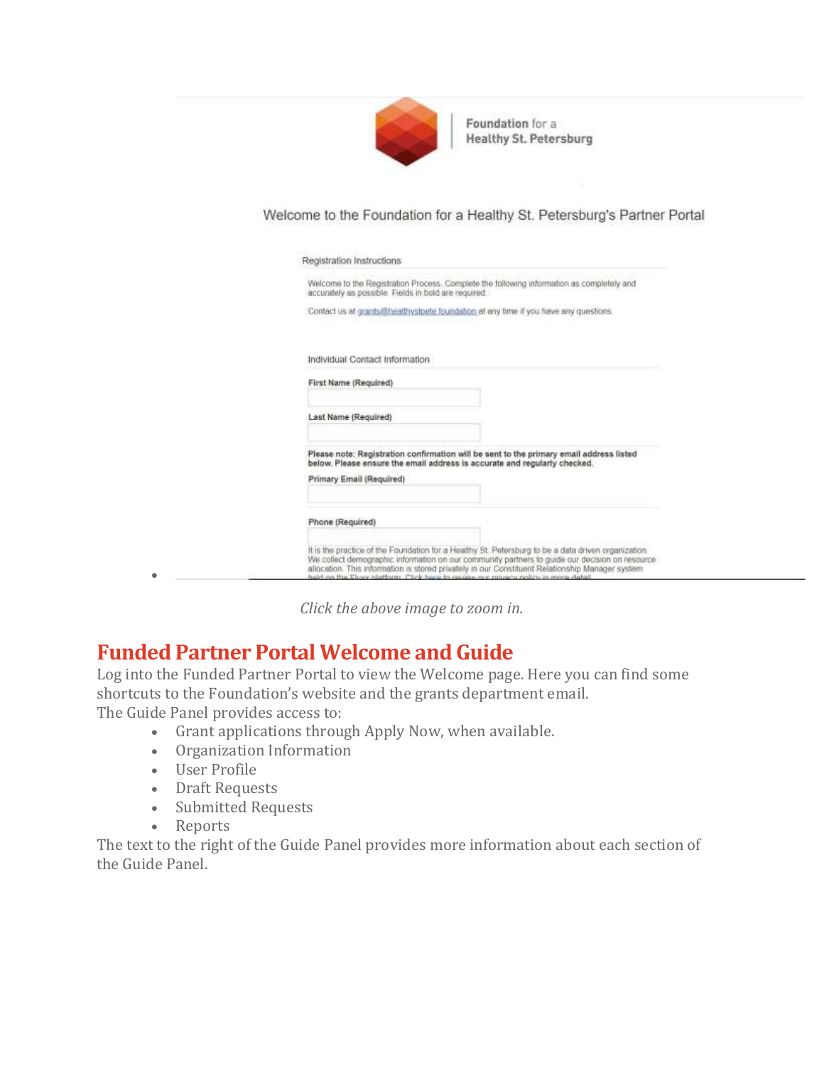Foundation for a Healthy St. Petersburg

Welcome to the Foundation for a Healthy St. Petersburg's Partner Portal

Registration Instructions

Welcome to the Registration Process. Complete the following information as completely and accurately as possible. Fields in bold are required.

Contact us at grants@healthystpete.foundation at any time if you have any questions.

Individual Contact Information

**First Name (Required)**

**Last Name (Required)**

**Please note: Registration confirmation will be sent to the primary email address listed below. Please ensure the email address is accurate and regularly checked.**

**Primary Email (Required)**

**Phone (Required)**

It is the practice of the Foundation for a Healthy St. Petersburg to be a data driven organization. We collect demographic information on our community partners to guide our decision on resource allocation. This information is stored privately in our Constituent Relationship Manager system held on the Fluxx platform. Click here to review our privacy policy in more detail.

*Click the above image to zoom in.*

## Funded Partner Portal Welcome and Guide

Log into the Funded Partner Portal to view the Welcome page. Here you can find some shortcuts to the Foundation's website and the grants department email.
The Guide Panel provides access to:

- Grant applications through Apply Now, when available.
- Organization Information
- User Profile
- Draft Requests
- Submitted Requests
- Reports

The text to the right of the Guide Panel provides more information about each section of the Guide Panel.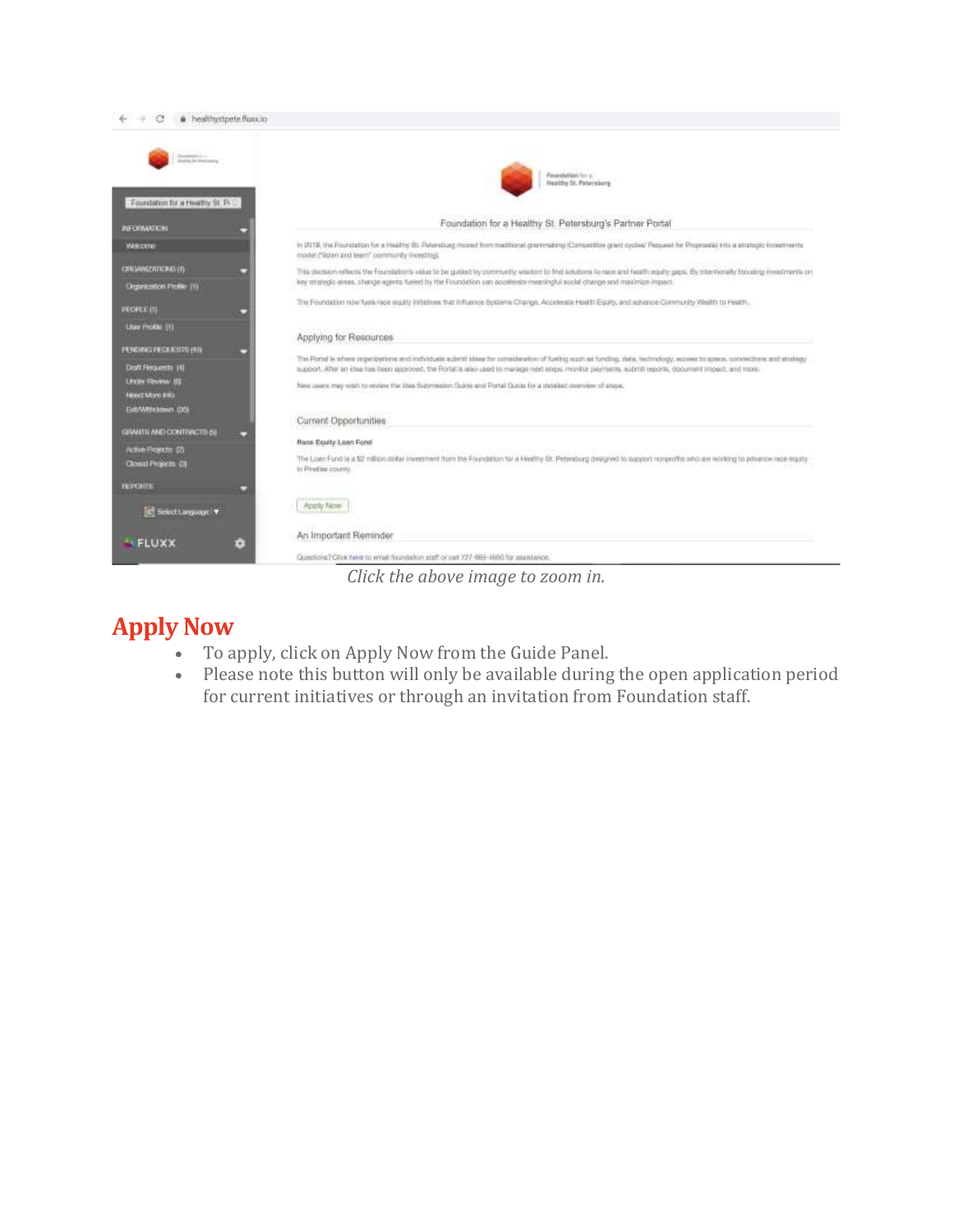*Click the above image to zoom in.*

## Apply Now

- To apply, click on Apply Now from the Guide Panel.
- Please note this button will only be available during the open application period for current initiatives or through an invitation from Foundation staff.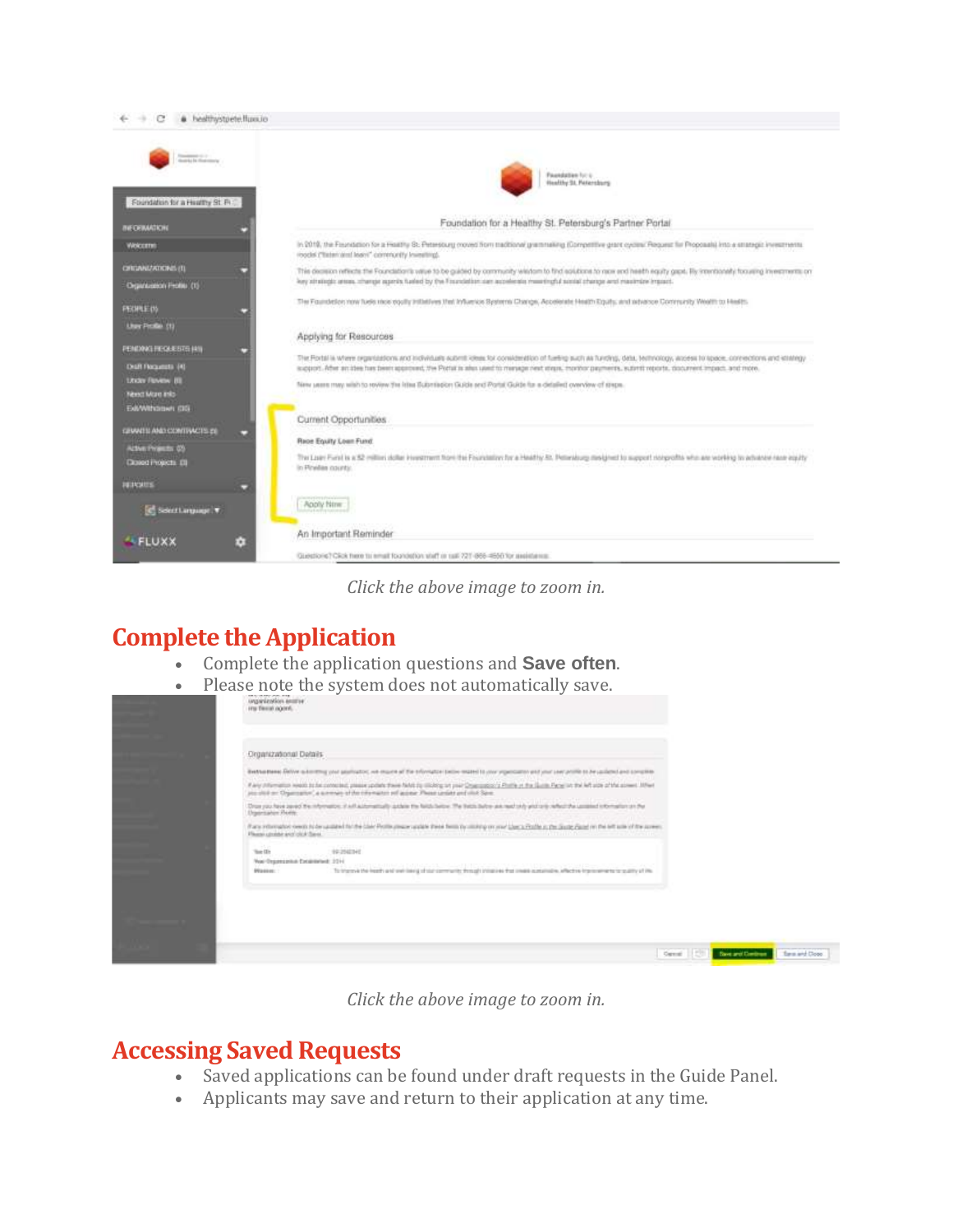*Click the above image to zoom in.*

## Complete the Application

- Complete the application questions and **Save often**.
- Please note the system does not automatically save.

*Click the above image to zoom in.*

## Accessing Saved Requests

- Saved applications can be found under draft requests in the Guide Panel.
- Applicants may save and return to their application at any time.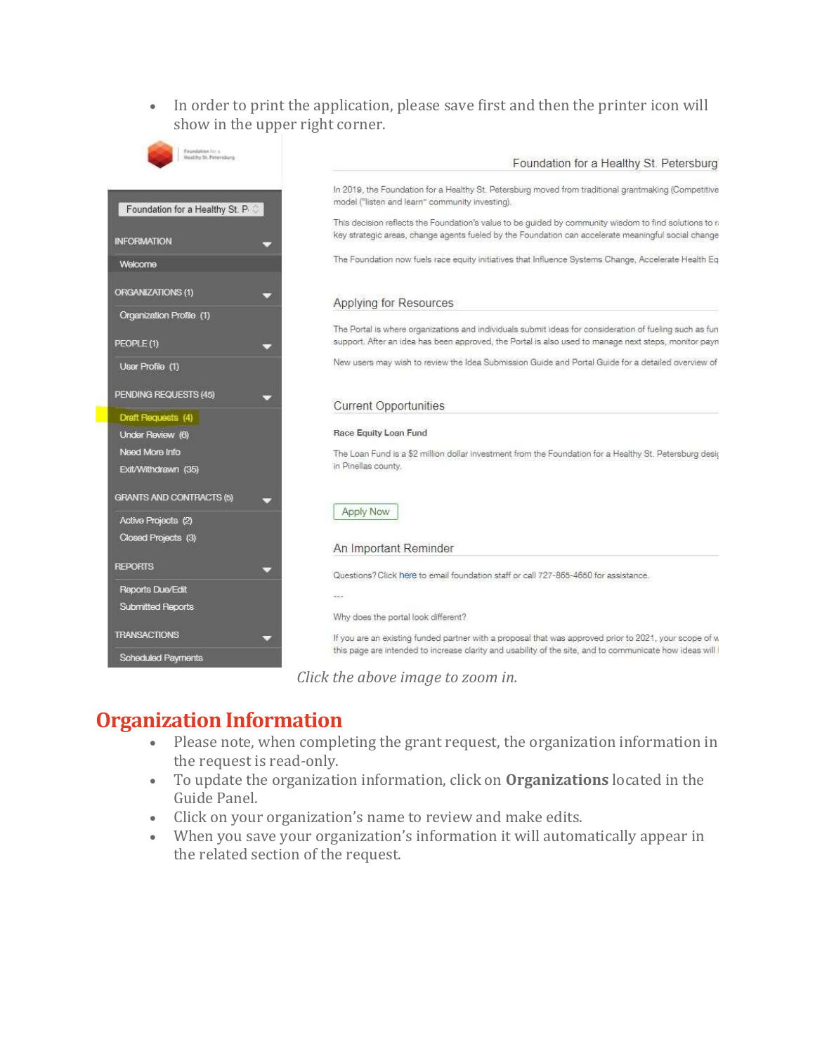- In order to print the application, please save first and then the printer icon will show in the upper right corner.

*Click the above image to zoom in.*

## Organization Information

- Please note, when completing the grant request, the organization information in the request is read-only.
- To update the organization information, click on **Organizations** located in the Guide Panel.
- Click on your organization's name to review and make edits.
- When you save your organization's information it will automatically appear in the related section of the request.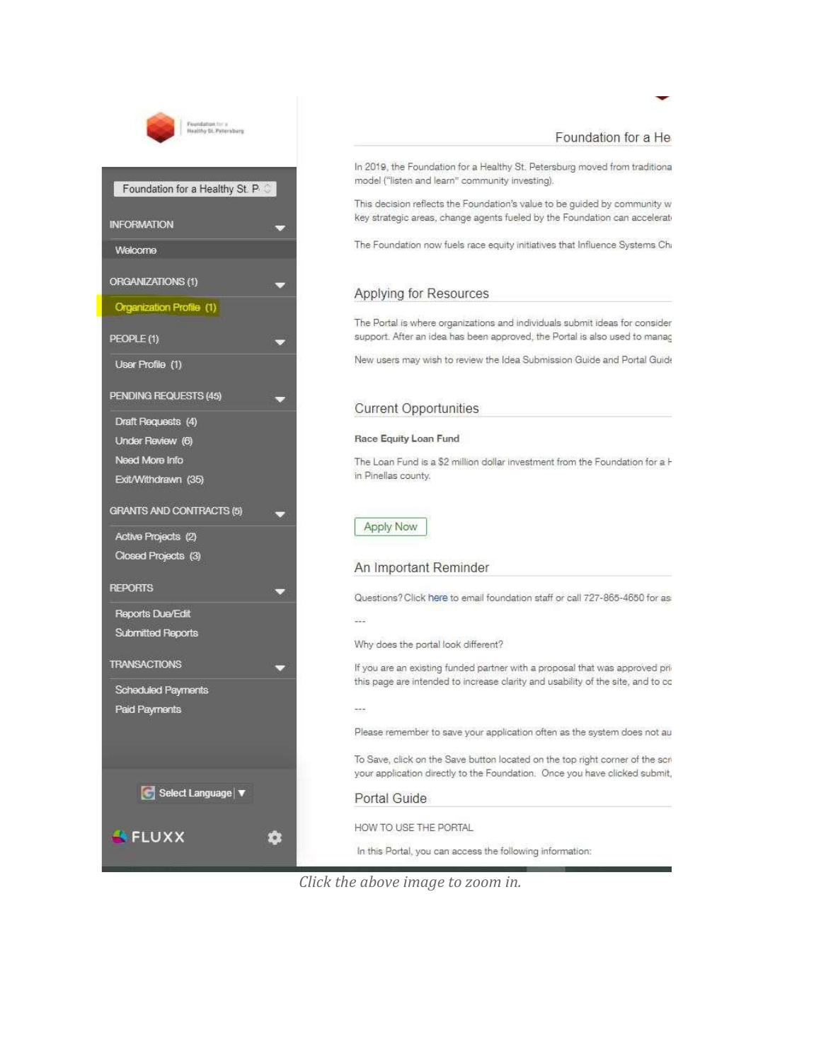Foundation for a Healthy St. P

INFORMATION

Welcome

ORGANIZATIONS (1)

Organization Profile (1)

PEOPLE (1)

User Profile (1)

PENDING REQUESTS (45)

Draft Requests (4)

Under Review (6)

Need More Info

Exit/Withdrawn (35)

GRANTS AND CONTRACTS (5)

Active Projects (2)

Closed Projects (3)

REPORTS

Reports Due/Edit

Submitted Reports

TRANSACTIONS

Scheduled Payments

Paid Payments

Select Language ▼

FLUXX

Foundation for a He

In 2019, the Foundation for a Healthy St. Petersburg moved from traditiona model ("listen and learn" community investing).

This decision reflects the Foundation's value to be guided by community w key strategic areas, change agents fueled by the Foundation can accelerat

The Foundation now fuels race equity initiatives that Influence Systems Ch

## Applying for Resources

The Portal is where organizations and individuals submit ideas for consider support. After an idea has been approved, the Portal is also used to manag

New users may wish to review the Idea Submission Guide and Portal Guid

## Current Opportunities

**Race Equity Loan Fund**

The Loan Fund is a $2 million dollar investment from the Foundation for a H in Pinellas county.

Apply Now

## An Important Reminder

Questions? Click here to email foundation staff or call 727-865-4650 for as

---

Why does the portal look different?

If you are an existing funded partner with a proposal that was approved pri this page are intended to increase clarity and usability of the site, and to co

---

Please remember to save your application often as the system does not au

To Save, click on the Save button located on the top right corner of the scr your application directly to the Foundation. Once you have clicked submit,

## Portal Guide

HOW TO USE THE PORTAL

In this Portal, you can access the following information:

*Click the above image to zoom in.*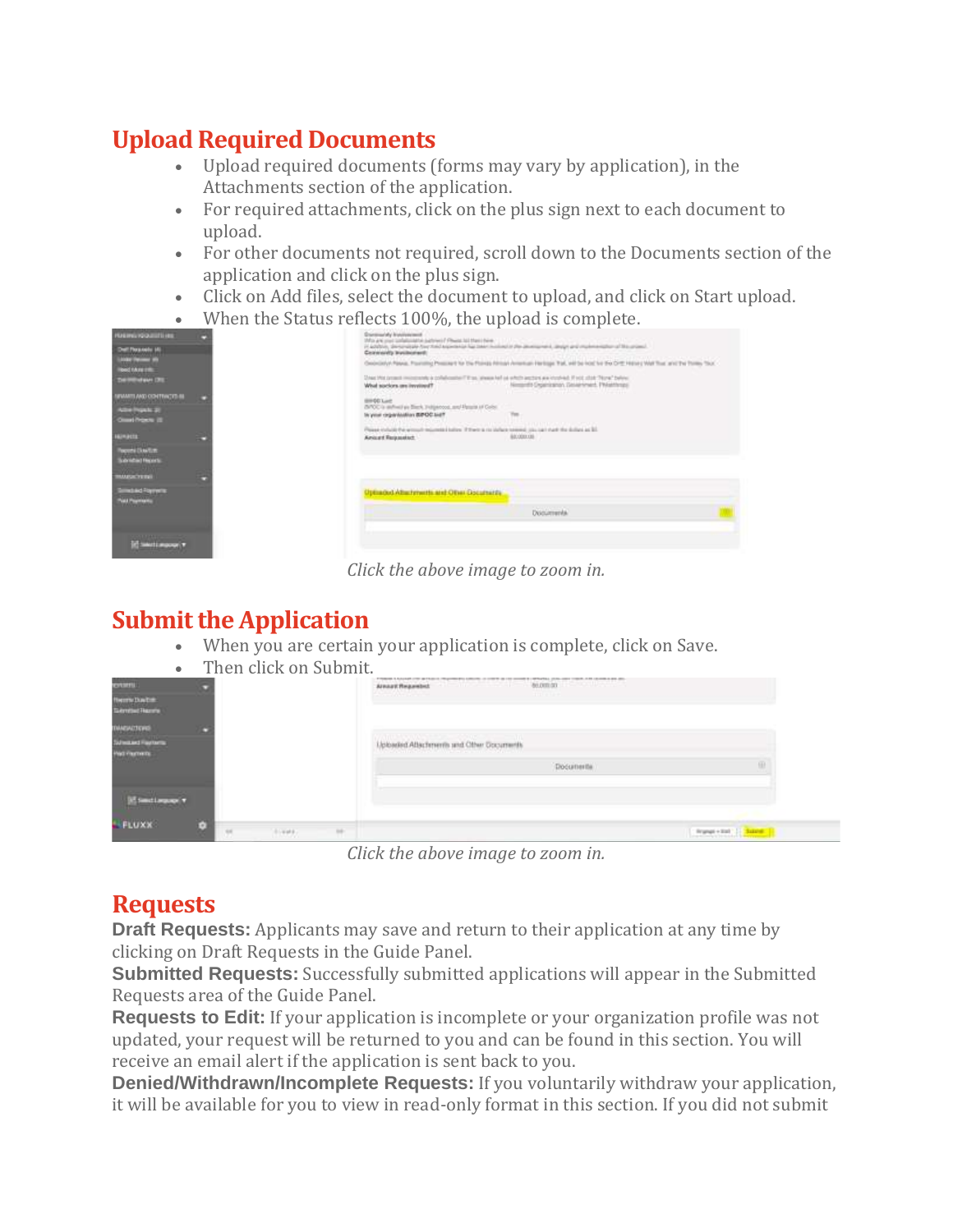## Upload Required Documents

- Upload required documents (forms may vary by application), in the Attachments section of the application.
- For required attachments, click on the plus sign next to each document to upload.
- For other documents not required, scroll down to the Documents section of the application and click on the plus sign.
- Click on Add files, select the document to upload, and click on Start upload.
- When the Status reflects 100%, the upload is complete.

*Click the above image to zoom in.*

## Submit the Application

- When you are certain your application is complete, click on Save.
- Then click on Submit.

*Click the above image to zoom in.*

## Requests

**Draft Requests:** Applicants may save and return to their application at any time by clicking on Draft Requests in the Guide Panel.

**Submitted Requests:** Successfully submitted applications will appear in the Submitted Requests area of the Guide Panel.

**Requests to Edit:** If your application is incomplete or your organization profile was not updated, your request will be returned to you and can be found in this section. You will receive an email alert if the application is sent back to you.

**Denied/Withdrawn/Incomplete Requests:** If you voluntarily withdraw your application, it will be available for you to view in read-only format in this section. If you did not submit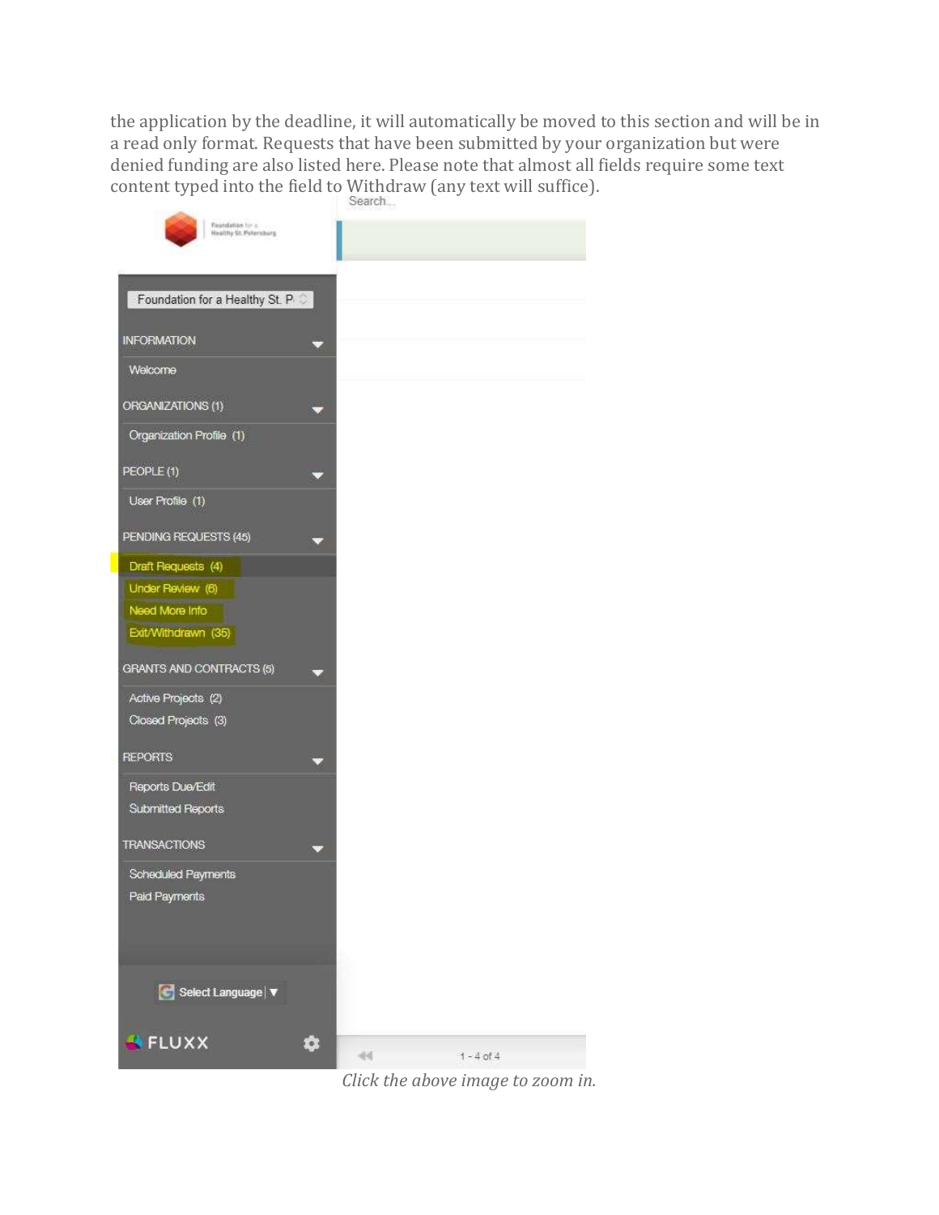the application by the deadline, it will automatically be moved to this section and will be in a read only format. Requests that have been submitted by your organization but were denied funding are also listed here. Please note that almost all fields require some text content typed into the field to Withdraw (any text will suffice).

Search...

Foundation for a Healthy St. Petersburg

Foundation for a Healthy St. P

INFORMATION

Welcome

ORGANIZATIONS (1)

Organization Profile (1)

PEOPLE (1)

User Profile (1)

PENDING REQUESTS (45)

Draft Requests (4)

Under Review (6)

Need More Info

Exit/Withdrawn (35)

GRANTS AND CONTRACTS (5)

Active Projects (2)

Closed Projects (3)

REPORTS

Reports Due/Edit

Submitted Reports

TRANSACTIONS

Scheduled Payments

Paid Payments

Select Language

FLUXX

1 - 4 of 4

*Click the above image to zoom in.*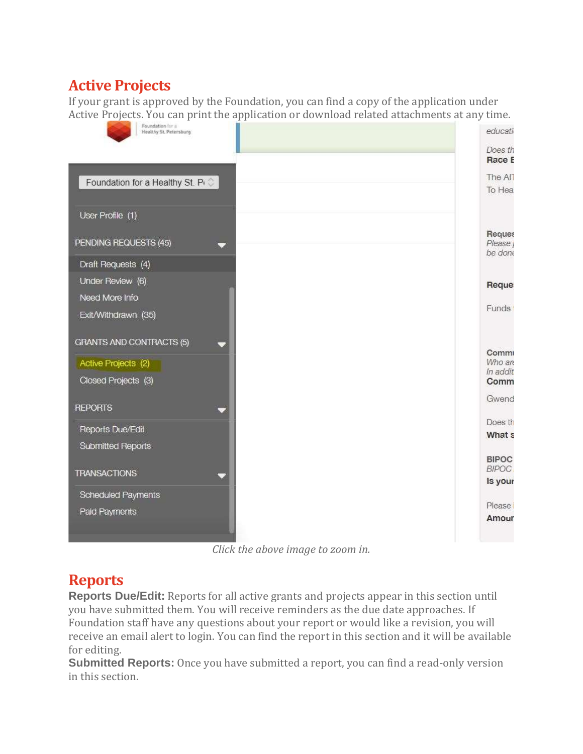## Active Projects

If your grant is approved by the Foundation, you can find a copy of the application under Active Projects. You can print the application or download related attachments at any time.

*Click the above image to zoom in.*

## Reports

**Reports Due/Edit:** Reports for all active grants and projects appear in this section until you have submitted them. You will receive reminders as the due date approaches. If Foundation staff have any questions about your report or would like a revision, you will receive an email alert to login. You can find the report in this section and it will be available for editing.

**Submitted Reports:** Once you have submitted a report, you can find a read-only version in this section.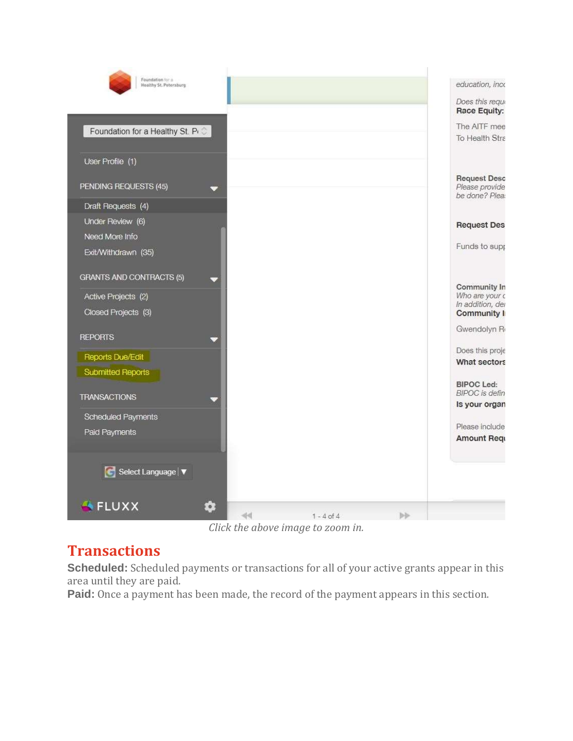*Click the above image to zoom in.*

## Transactions

**Scheduled:** Scheduled payments or transactions for all of your active grants appear in this area until they are paid.

**Paid:** Once a payment has been made, the record of the payment appears in this section.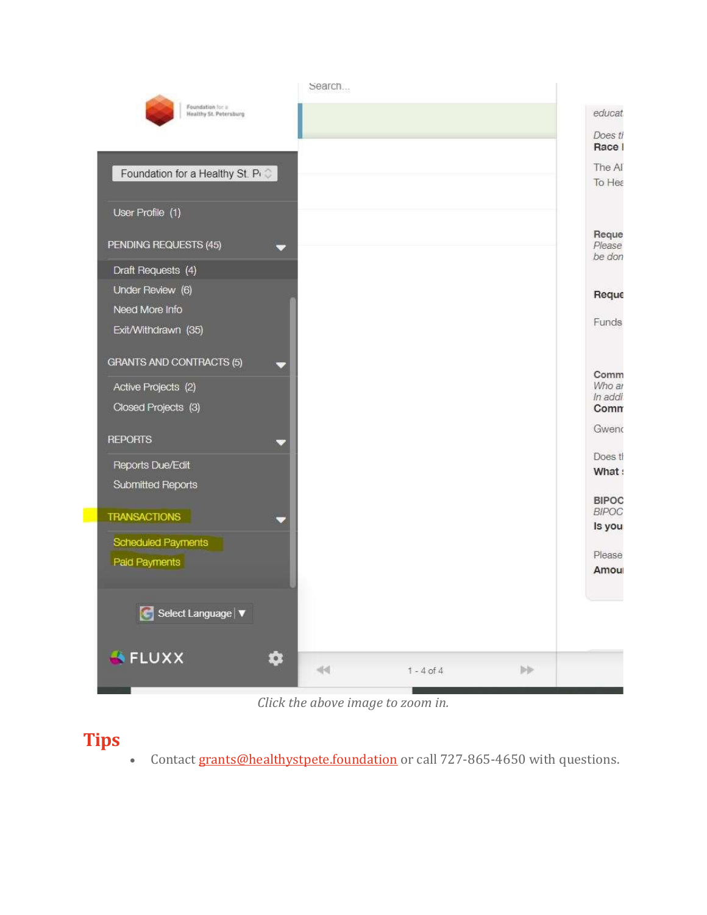*Click the above image to zoom in.*

## Tips

- Contact grants@healthystpete.foundation or call 727-865-4650 with questions.